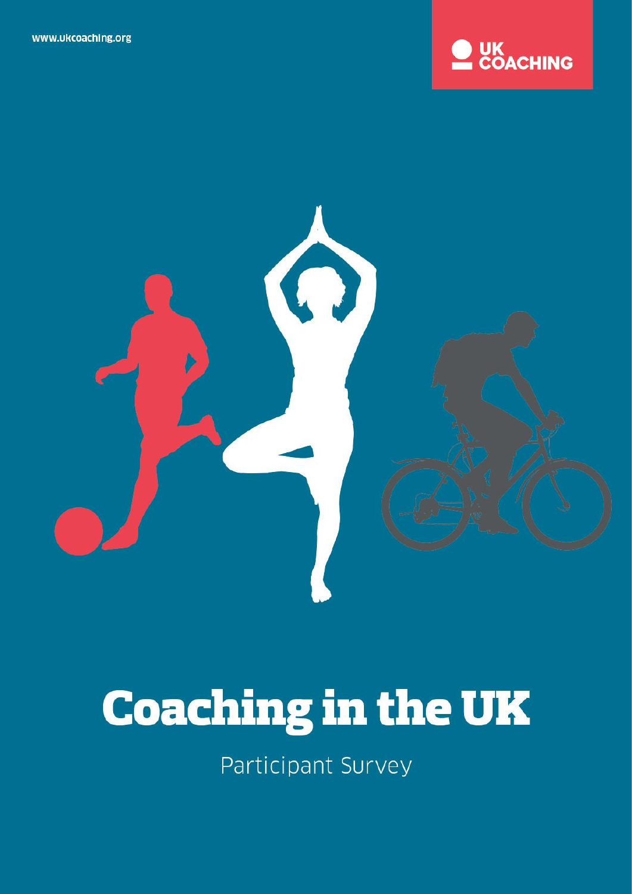www.ukcoaching.org

UK COACHING

# Coaching in the UK

Participant Survey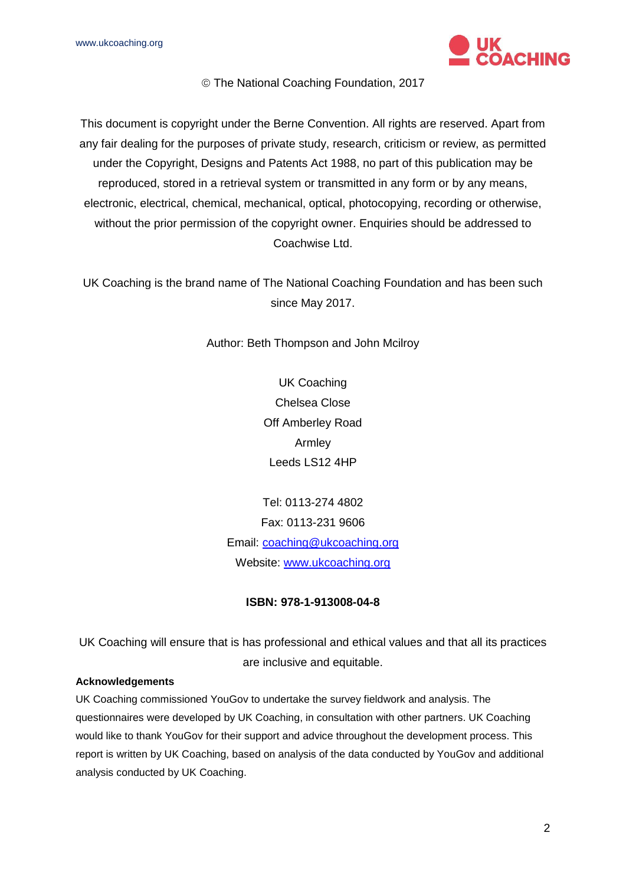© The National Coaching Foundation, 2017

This document is copyright under the Berne Convention. All rights are reserved. Apart from any fair dealing for the purposes of private study, research, criticism or review, as permitted under the Copyright, Designs and Patents Act 1988, no part of this publication may be reproduced, stored in a retrieval system or transmitted in any form or by any means, electronic, electrical, chemical, mechanical, optical, photocopying, recording or otherwise, without the prior permission of the copyright owner. Enquiries should be addressed to Coachwise Ltd.

UK Coaching is the brand name of The National Coaching Foundation and has been such since May 2017.

Author: Beth Thompson and John Mcilroy

UK Coaching
Chelsea Close
Off Amberley Road
Armley
Leeds LS12 4HP

Tel: 0113-274 4802
Fax: 0113-231 9606
Email: coaching@ukcoaching.org
Website: www.ukcoaching.org

**ISBN: 978-1-913008-04-8**

UK Coaching will ensure that is has professional and ethical values and that all its practices are inclusive and equitable.

**Acknowledgements**

UK Coaching commissioned YouGov to undertake the survey fieldwork and analysis. The questionnaires were developed by UK Coaching, in consultation with other partners. UK Coaching would like to thank YouGov for their support and advice throughout the development process. This report is written by UK Coaching, based on analysis of the data conducted by YouGov and additional analysis conducted by UK Coaching.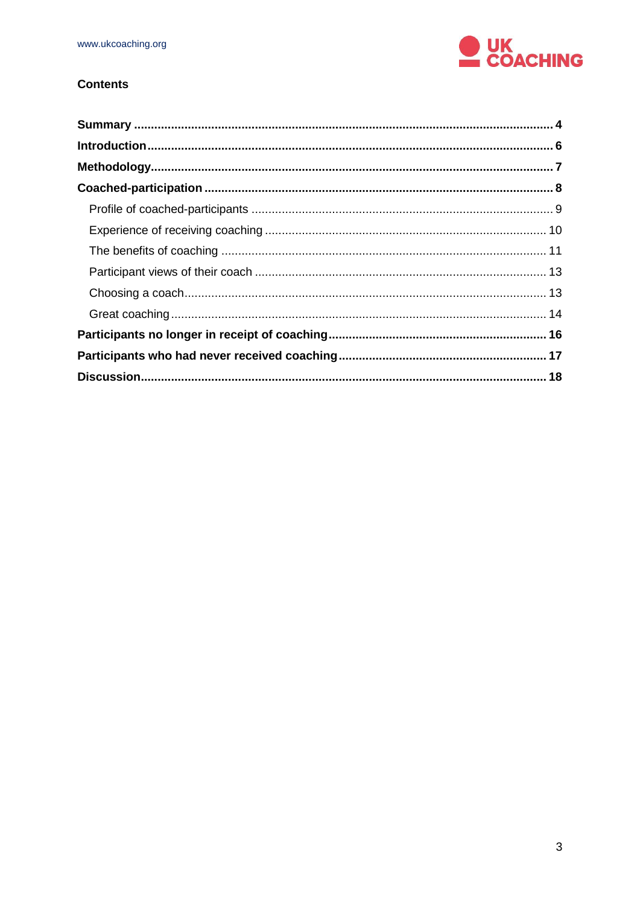## Contents

- **Summary** ... 4
- **Introduction** ... 6
- **Methodology** ... 7
- **Coached-participation** ... 8
  - Profile of coached-participants ... 9
  - Experience of receiving coaching ... 10
  - The benefits of coaching ... 11
  - Participant views of their coach ... 13
  - Choosing a coach ... 13
  - Great coaching ... 14
- **Participants no longer in receipt of coaching** ... 16
- **Participants who had never received coaching** ... 17
- **Discussion** ... 18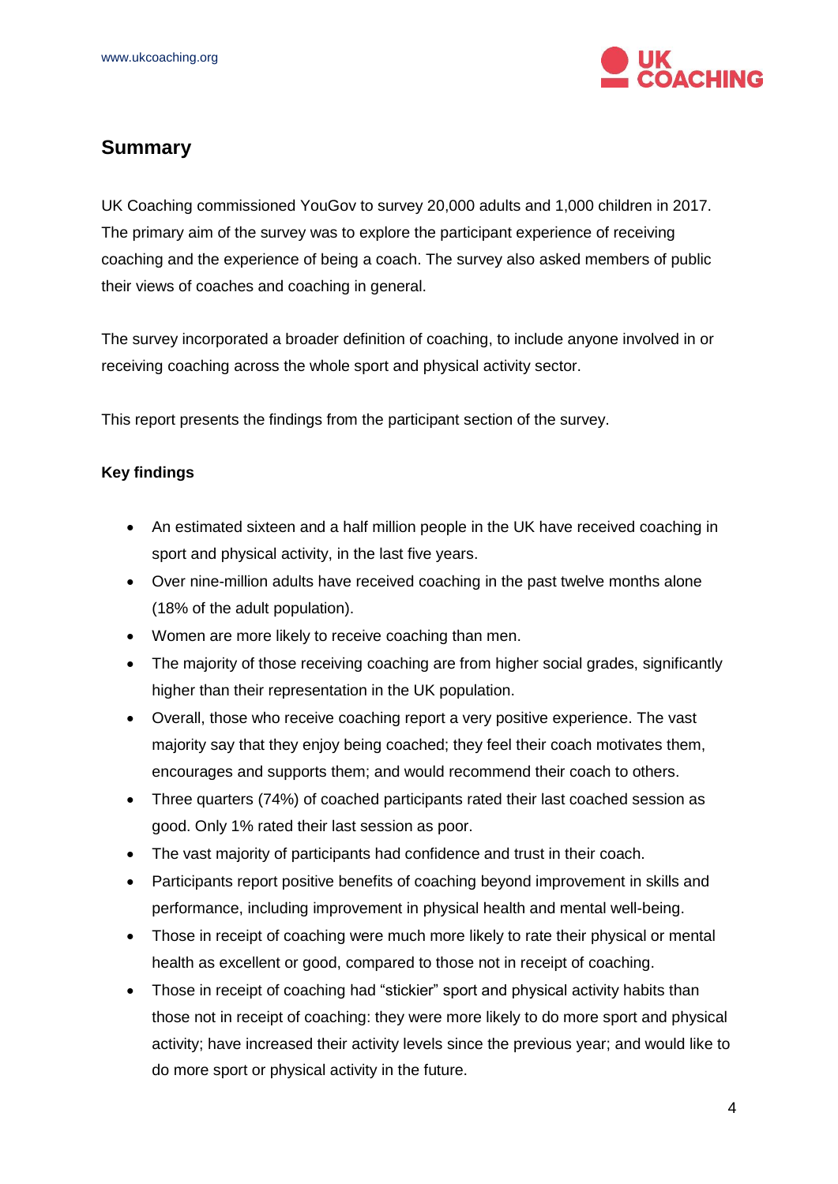## Summary

UK Coaching commissioned YouGov to survey 20,000 adults and 1,000 children in 2017. The primary aim of the survey was to explore the participant experience of receiving coaching and the experience of being a coach. The survey also asked members of public their views of coaches and coaching in general.

The survey incorporated a broader definition of coaching, to include anyone involved in or receiving coaching across the whole sport and physical activity sector.

This report presents the findings from the participant section of the survey.

**Key findings**

- An estimated sixteen and a half million people in the UK have received coaching in sport and physical activity, in the last five years.
- Over nine-million adults have received coaching in the past twelve months alone (18% of the adult population).
- Women are more likely to receive coaching than men.
- The majority of those receiving coaching are from higher social grades, significantly higher than their representation in the UK population.
- Overall, those who receive coaching report a very positive experience. The vast majority say that they enjoy being coached; they feel their coach motivates them, encourages and supports them; and would recommend their coach to others.
- Three quarters (74%) of coached participants rated their last coached session as good. Only 1% rated their last session as poor.
- The vast majority of participants had confidence and trust in their coach.
- Participants report positive benefits of coaching beyond improvement in skills and performance, including improvement in physical health and mental well-being.
- Those in receipt of coaching were much more likely to rate their physical or mental health as excellent or good, compared to those not in receipt of coaching.
- Those in receipt of coaching had "stickier" sport and physical activity habits than those not in receipt of coaching: they were more likely to do more sport and physical activity; have increased their activity levels since the previous year; and would like to do more sport or physical activity in the future.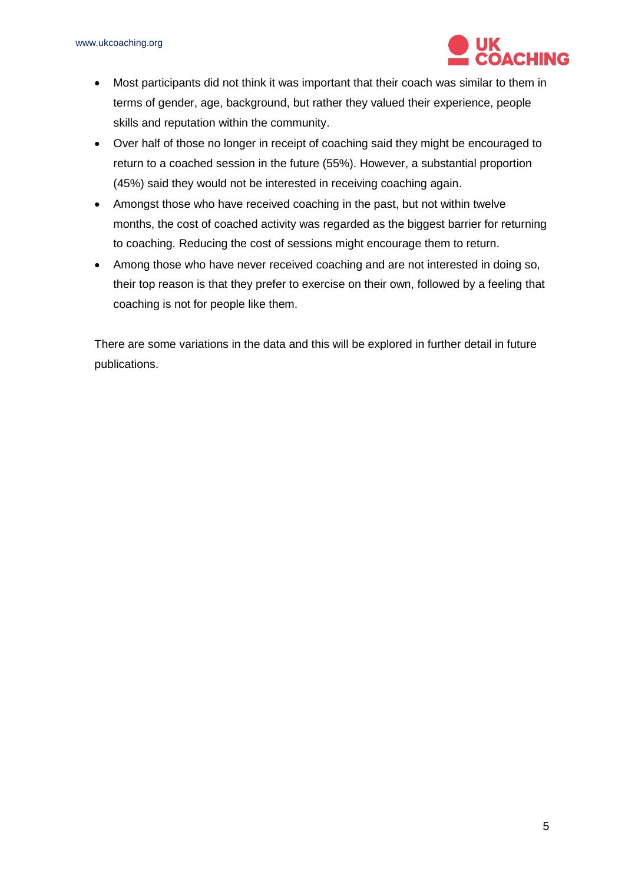- Most participants did not think it was important that their coach was similar to them in terms of gender, age, background, but rather they valued their experience, people skills and reputation within the community.
- Over half of those no longer in receipt of coaching said they might be encouraged to return to a coached session in the future (55%). However, a substantial proportion (45%) said they would not be interested in receiving coaching again.
- Amongst those who have received coaching in the past, but not within twelve months, the cost of coached activity was regarded as the biggest barrier for returning to coaching. Reducing the cost of sessions might encourage them to return.
- Among those who have never received coaching and are not interested in doing so, their top reason is that they prefer to exercise on their own, followed by a feeling that coaching is not for people like them.

There are some variations in the data and this will be explored in further detail in future publications.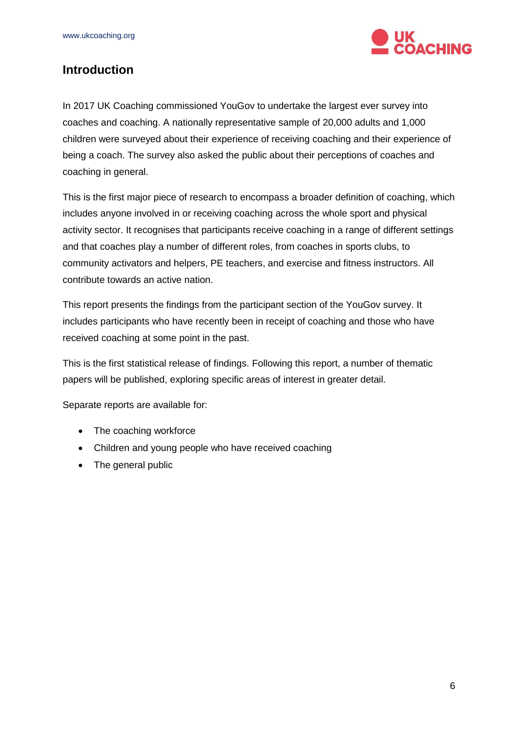## Introduction

In 2017 UK Coaching commissioned YouGov to undertake the largest ever survey into coaches and coaching. A nationally representative sample of 20,000 adults and 1,000 children were surveyed about their experience of receiving coaching and their experience of being a coach. The survey also asked the public about their perceptions of coaches and coaching in general.

This is the first major piece of research to encompass a broader definition of coaching, which includes anyone involved in or receiving coaching across the whole sport and physical activity sector. It recognises that participants receive coaching in a range of different settings and that coaches play a number of different roles, from coaches in sports clubs, to community activators and helpers, PE teachers, and exercise and fitness instructors. All contribute towards an active nation.

This report presents the findings from the participant section of the YouGov survey. It includes participants who have recently been in receipt of coaching and those who have received coaching at some point in the past.

This is the first statistical release of findings. Following this report, a number of thematic papers will be published, exploring specific areas of interest in greater detail.

Separate reports are available for:

- The coaching workforce
- Children and young people who have received coaching
- The general public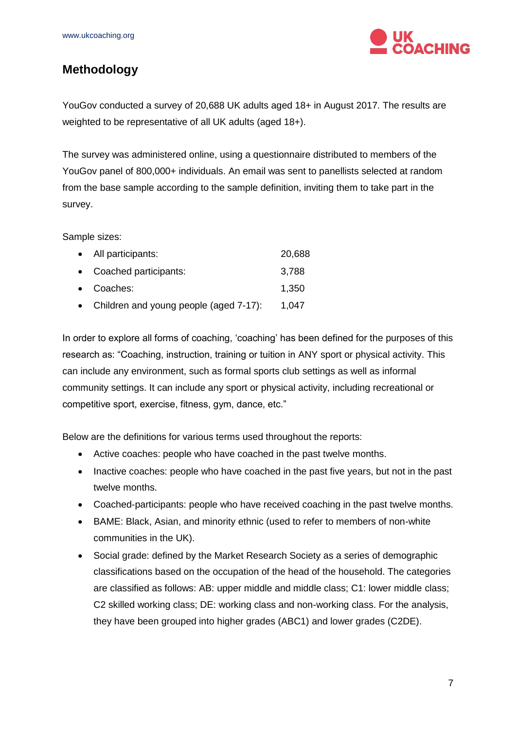## Methodology

YouGov conducted a survey of 20,688 UK adults aged 18+ in August 2017. The results are weighted to be representative of all UK adults (aged 18+).

The survey was administered online, using a questionnaire distributed to members of the YouGov panel of 800,000+ individuals. An email was sent to panellists selected at random from the base sample according to the sample definition, inviting them to take part in the survey.

Sample sizes:

- All participants: 20,688
- Coached participants: 3,788
- Coaches: 1,350
- Children and young people (aged 7-17): 1,047

In order to explore all forms of coaching, 'coaching' has been defined for the purposes of this research as: "Coaching, instruction, training or tuition in ANY sport or physical activity. This can include any environment, such as formal sports club settings as well as informal community settings. It can include any sport or physical activity, including recreational or competitive sport, exercise, fitness, gym, dance, etc."

Below are the definitions for various terms used throughout the reports:

- Active coaches: people who have coached in the past twelve months.
- Inactive coaches: people who have coached in the past five years, but not in the past twelve months.
- Coached-participants: people who have received coaching in the past twelve months.
- BAME: Black, Asian, and minority ethnic (used to refer to members of non-white communities in the UK).
- Social grade: defined by the Market Research Society as a series of demographic classifications based on the occupation of the head of the household. The categories are classified as follows: AB: upper middle and middle class; C1: lower middle class; C2 skilled working class; DE: working class and non-working class. For the analysis, they have been grouped into higher grades (ABC1) and lower grades (C2DE).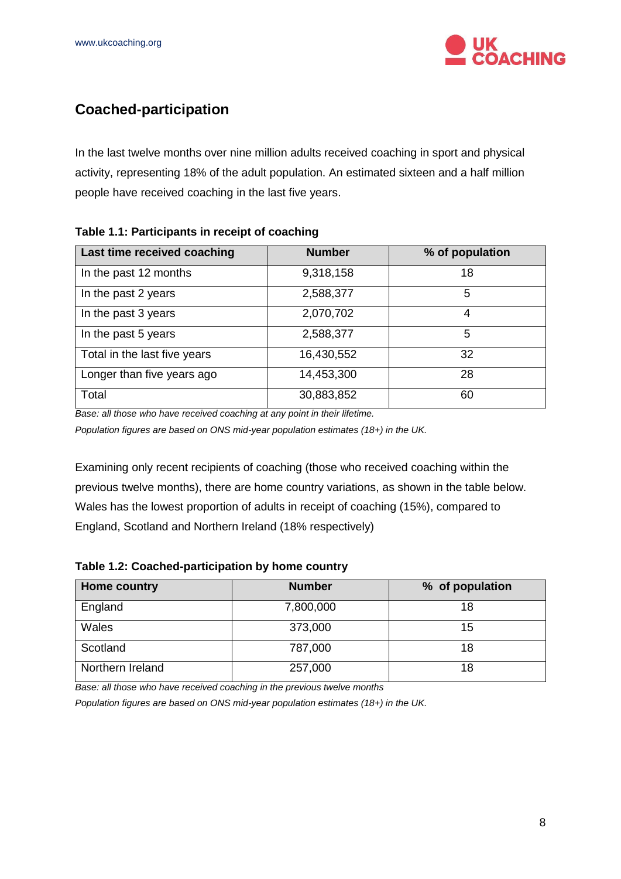## Coached-participation

In the last twelve months over nine million adults received coaching in sport and physical activity, representing 18% of the adult population. An estimated sixteen and a half million people have received coaching in the last five years.

**Table 1.1: Participants in receipt of coaching**

| Last time received coaching | Number | % of population |
|---|---|---|
| In the past 12 months | 9,318,158 | 18 |
| In the past 2 years | 2,588,377 | 5 |
| In the past 3 years | 2,070,702 | 4 |
| In the past 5 years | 2,588,377 | 5 |
| Total in the last five years | 16,430,552 | 32 |
| Longer than five years ago | 14,453,300 | 28 |
| Total | 30,883,852 | 60 |

*Base: all those who have received coaching at any point in their lifetime.*

*Population figures are based on ONS mid-year population estimates (18+) in the UK.*

Examining only recent recipients of coaching (those who received coaching within the previous twelve months), there are home country variations, as shown in the table below. Wales has the lowest proportion of adults in receipt of coaching (15%), compared to England, Scotland and Northern Ireland (18% respectively)

**Table 1.2: Coached-participation by home country**

| Home country | Number | % of population |
|---|---|---|
| England | 7,800,000 | 18 |
| Wales | 373,000 | 15 |
| Scotland | 787,000 | 18 |
| Northern Ireland | 257,000 | 18 |

*Base: all those who have received coaching in the previous twelve months*

*Population figures are based on ONS mid-year population estimates (18+) in the UK.*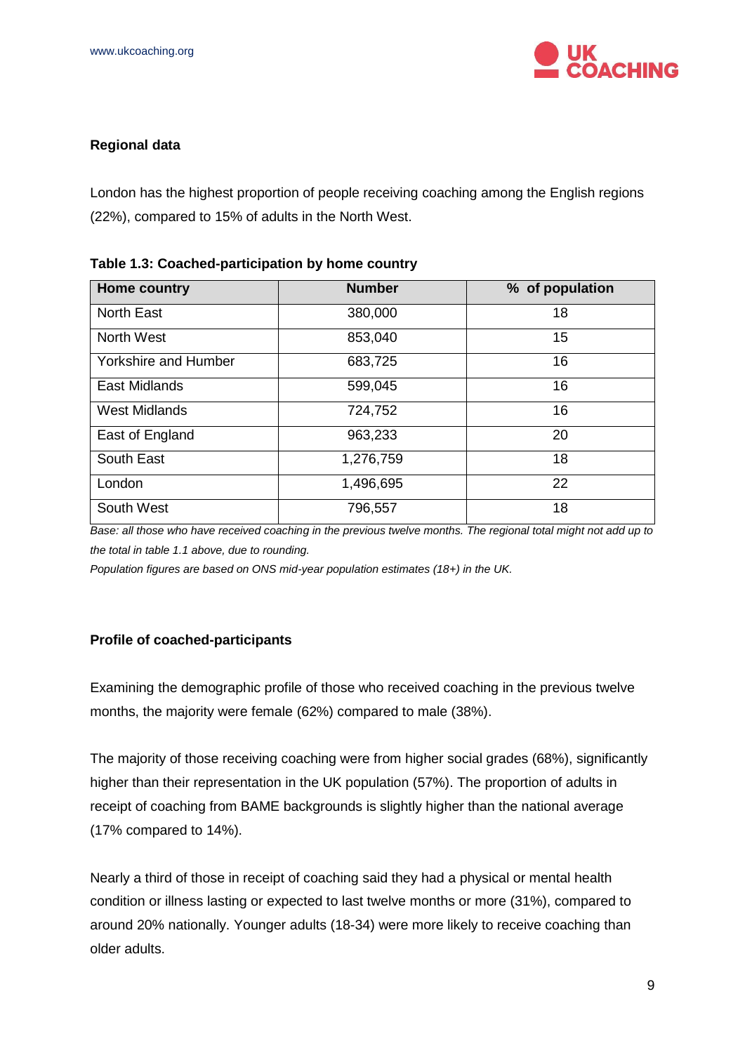**Regional data**

London has the highest proportion of people receiving coaching among the English regions (22%), compared to 15% of adults in the North West.

**Table 1.3: Coached-participation by home country**

| Home country | Number | % of population |
|---|---|---|
| North East | 380,000 | 18 |
| North West | 853,040 | 15 |
| Yorkshire and Humber | 683,725 | 16 |
| East Midlands | 599,045 | 16 |
| West Midlands | 724,752 | 16 |
| East of England | 963,233 | 20 |
| South East | 1,276,759 | 18 |
| London | 1,496,695 | 22 |
| South West | 796,557 | 18 |

*Base: all those who have received coaching in the previous twelve months. The regional total might not add up to the total in table 1.1 above, due to rounding.*

*Population figures are based on ONS mid-year population estimates (18+) in the UK.*

**Profile of coached-participants**

Examining the demographic profile of those who received coaching in the previous twelve months, the majority were female (62%) compared to male (38%).

The majority of those receiving coaching were from higher social grades (68%), significantly higher than their representation in the UK population (57%). The proportion of adults in receipt of coaching from BAME backgrounds is slightly higher than the national average (17% compared to 14%).

Nearly a third of those in receipt of coaching said they had a physical or mental health condition or illness lasting or expected to last twelve months or more (31%), compared to around 20% nationally. Younger adults (18-34) were more likely to receive coaching than older adults.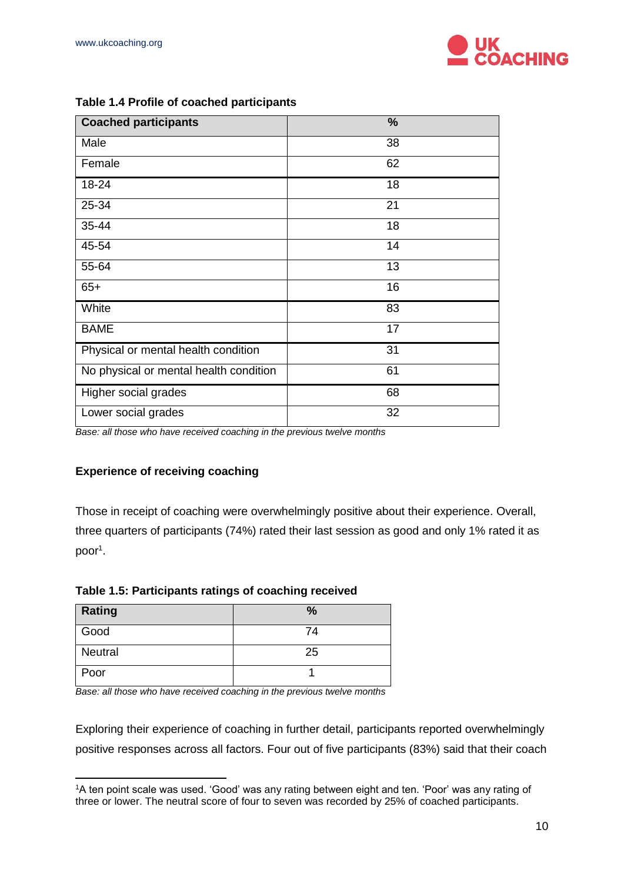**Table 1.4 Profile of coached participants**

| Coached participants | % |
|---|---|
| Male | 38 |
| Female | 62 |
| 18-24 | 18 |
| 25-34 | 21 |
| 35-44 | 18 |
| 45-54 | 14 |
| 55-64 | 13 |
| 65+ | 16 |
| White | 83 |
| BAME | 17 |
| Physical or mental health condition | 31 |
| No physical or mental health condition | 61 |
| Higher social grades | 68 |
| Lower social grades | 32 |

*Base: all those who have received coaching in the previous twelve months*

**Experience of receiving coaching**

Those in receipt of coaching were overwhelmingly positive about their experience. Overall, three quarters of participants (74%) rated their last session as good and only 1% rated it as poor[1].

**Table 1.5: Participants ratings of coaching received**

| Rating | % |
|---|---|
| Good | 74 |
| Neutral | 25 |
| Poor | 1 |

*Base: all those who have received coaching in the previous twelve months*

Exploring their experience of coaching in further detail, participants reported overwhelmingly positive responses across all factors. Four out of five participants (83%) said that their coach

[1] A ten point scale was used. 'Good' was any rating between eight and ten. 'Poor' was any rating of three or lower. The neutral score of four to seven was recorded by 25% of coached participants.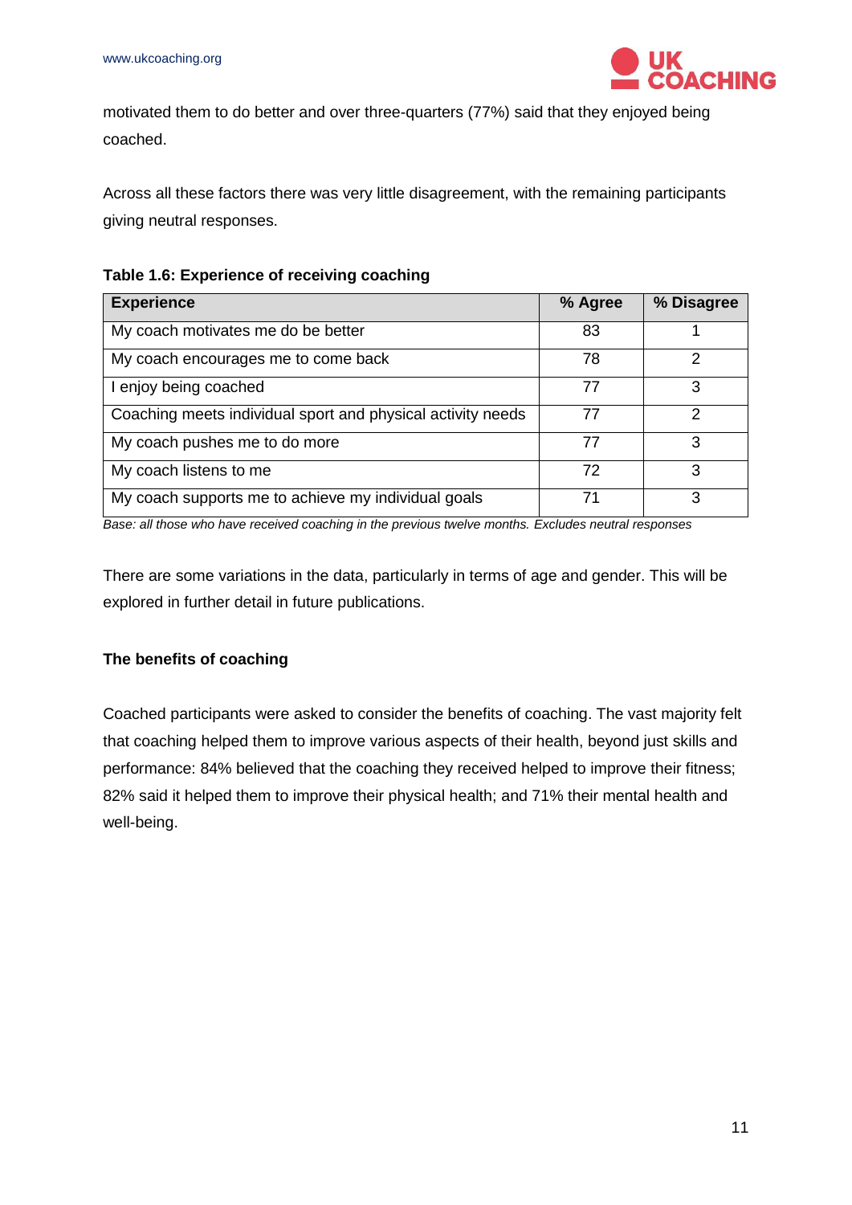motivated them to do better and over three-quarters (77%) said that they enjoyed being coached.

Across all these factors there was very little disagreement, with the remaining participants giving neutral responses.

**Table 1.6: Experience of receiving coaching**

| Experience | % Agree | % Disagree |
|---|---|---|
| My coach motivates me do be better | 83 | 1 |
| My coach encourages me to come back | 78 | 2 |
| I enjoy being coached | 77 | 3 |
| Coaching meets individual sport and physical activity needs | 77 | 2 |
| My coach pushes me to do more | 77 | 3 |
| My coach listens to me | 72 | 3 |
| My coach supports me to achieve my individual goals | 71 | 3 |

*Base: all those who have received coaching in the previous twelve months. Excludes neutral responses*

There are some variations in the data, particularly in terms of age and gender. This will be explored in further detail in future publications.

**The benefits of coaching**

Coached participants were asked to consider the benefits of coaching. The vast majority felt that coaching helped them to improve various aspects of their health, beyond just skills and performance: 84% believed that the coaching they received helped to improve their fitness; 82% said it helped them to improve their physical health; and 71% their mental health and well-being.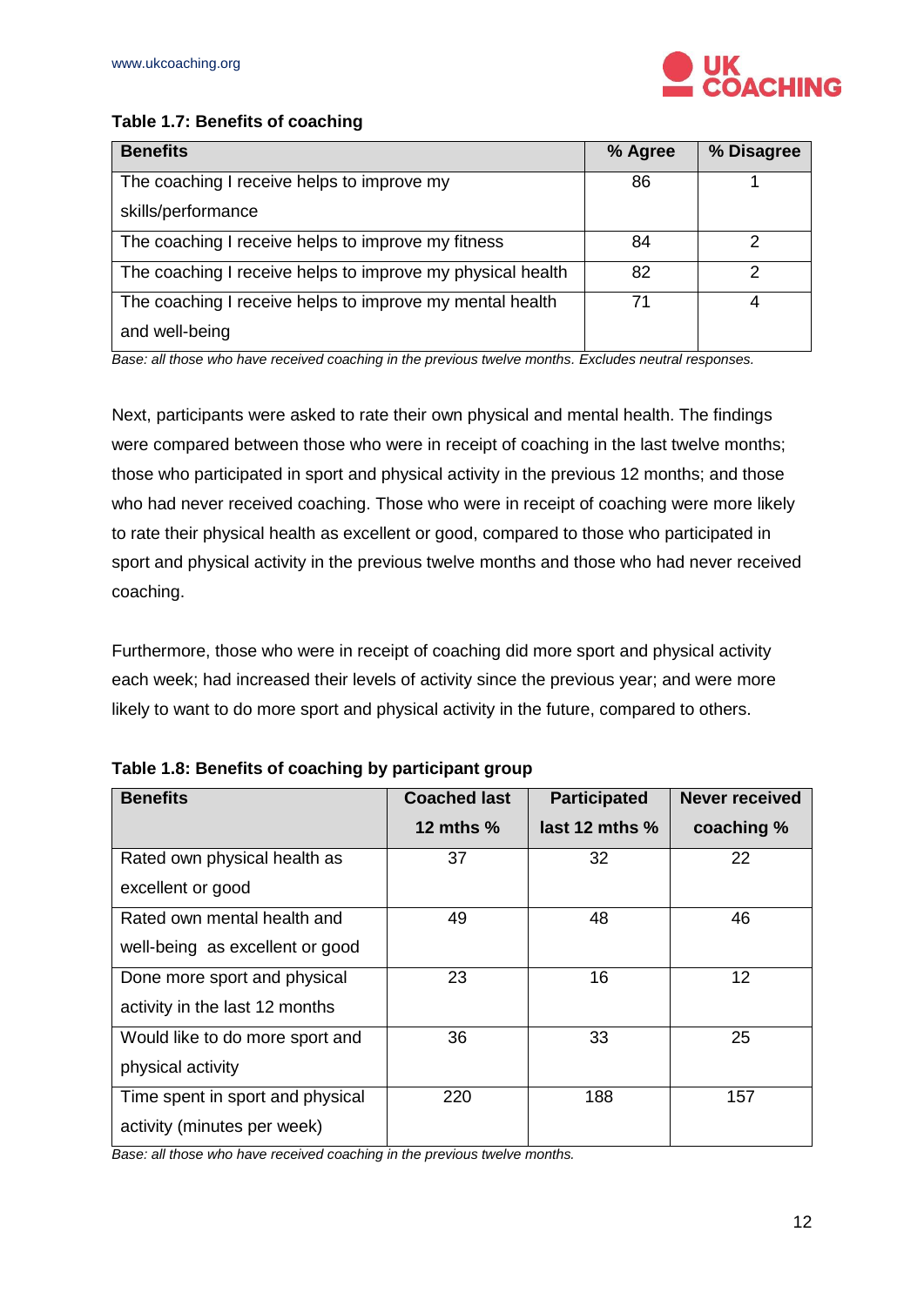**Table 1.7: Benefits of coaching**

| Benefits | % Agree | % Disagree |
|---|---|---|
| The coaching I receive helps to improve my skills/performance | 86 | 1 |
| The coaching I receive helps to improve my fitness | 84 | 2 |
| The coaching I receive helps to improve my physical health | 82 | 2 |
| The coaching I receive helps to improve my mental health and well-being | 71 | 4 |

*Base: all those who have received coaching in the previous twelve months. Excludes neutral responses.*

Next, participants were asked to rate their own physical and mental health. The findings were compared between those who were in receipt of coaching in the last twelve months; those who participated in sport and physical activity in the previous 12 months; and those who had never received coaching. Those who were in receipt of coaching were more likely to rate their physical health as excellent or good, compared to those who participated in sport and physical activity in the previous twelve months and those who had never received coaching.

Furthermore, those who were in receipt of coaching did more sport and physical activity each week; had increased their levels of activity since the previous year; and were more likely to want to do more sport and physical activity in the future, compared to others.

**Table 1.8: Benefits of coaching by participant group**

| Benefits | Coached last 12 mths % | Participated last 12 mths % | Never received coaching % |
|---|---|---|---|
| Rated own physical health as excellent or good | 37 | 32 | 22 |
| Rated own mental health and well-being as excellent or good | 49 | 48 | 46 |
| Done more sport and physical activity in the last 12 months | 23 | 16 | 12 |
| Would like to do more sport and physical activity | 36 | 33 | 25 |
| Time spent in sport and physical activity (minutes per week) | 220 | 188 | 157 |

*Base: all those who have received coaching in the previous twelve months.*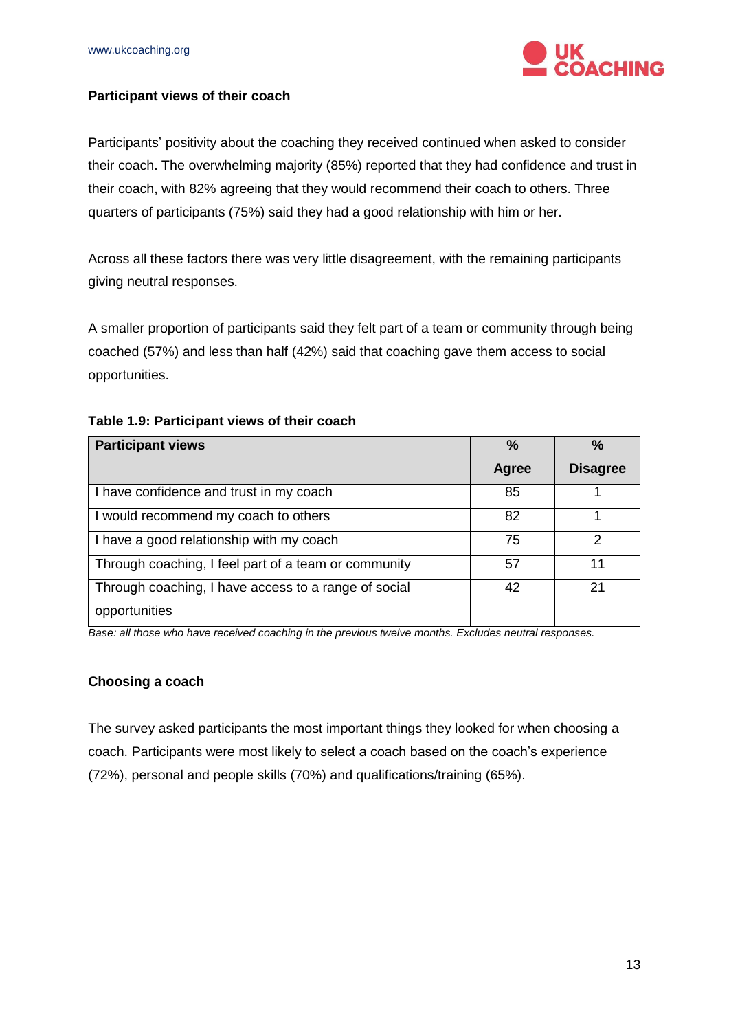### Participant views of their coach

Participants' positivity about the coaching they received continued when asked to consider their coach. The overwhelming majority (85%) reported that they had confidence and trust in their coach, with 82% agreeing that they would recommend their coach to others. Three quarters of participants (75%) said they had a good relationship with him or her.

Across all these factors there was very little disagreement, with the remaining participants giving neutral responses.

A smaller proportion of participants said they felt part of a team or community through being coached (57%) and less than half (42%) said that coaching gave them access to social opportunities.

**Table 1.9: Participant views of their coach**

| Participant views | % Agree | % Disagree |
|---|---|---|
| I have confidence and trust in my coach | 85 | 1 |
| I would recommend my coach to others | 82 | 1 |
| I have a good relationship with my coach | 75 | 2 |
| Through coaching, I feel part of a team or community | 57 | 11 |
| Through coaching, I have access to a range of social opportunities | 42 | 21 |

*Base: all those who have received coaching in the previous twelve months. Excludes neutral responses.*

### Choosing a coach

The survey asked participants the most important things they looked for when choosing a coach. Participants were most likely to select a coach based on the coach's experience (72%), personal and people skills (70%) and qualifications/training (65%).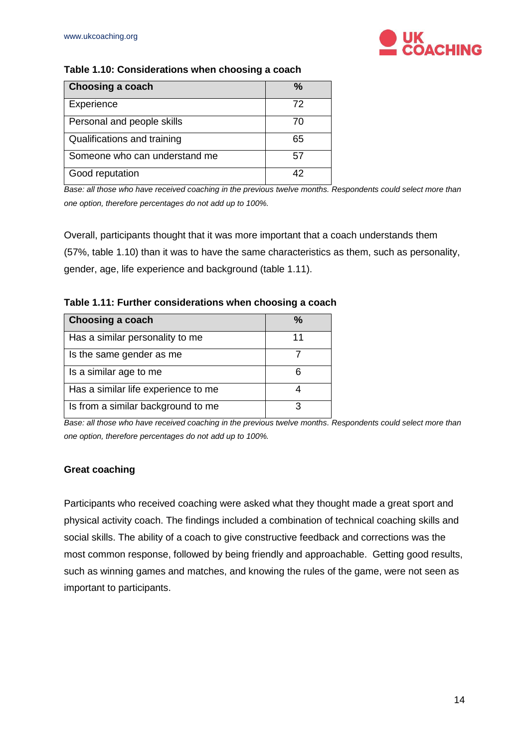**Table 1.10: Considerations when choosing a coach**

| Choosing a coach | % |
|---|---|
| Experience | 72 |
| Personal and people skills | 70 |
| Qualifications and training | 65 |
| Someone who can understand me | 57 |
| Good reputation | 42 |

*Base: all those who have received coaching in the previous twelve months. Respondents could select more than one option, therefore percentages do not add up to 100%.*

Overall, participants thought that it was more important that a coach understands them (57%, table 1.10) than it was to have the same characteristics as them, such as personality, gender, age, life experience and background (table 1.11).

**Table 1.11: Further considerations when choosing a coach**

| Choosing a coach | % |
|---|---|
| Has a similar personality to me | 11 |
| Is the same gender as me | 7 |
| Is a similar age to me | 6 |
| Has a similar life experience to me | 4 |
| Is from a similar background to me | 3 |

*Base: all those who have received coaching in the previous twelve months. Respondents could select more than one option, therefore percentages do not add up to 100%.*

**Great coaching**

Participants who received coaching were asked what they thought made a great sport and physical activity coach. The findings included a combination of technical coaching skills and social skills. The ability of a coach to give constructive feedback and corrections was the most common response, followed by being friendly and approachable. Getting good results, such as winning games and matches, and knowing the rules of the game, were not seen as important to participants.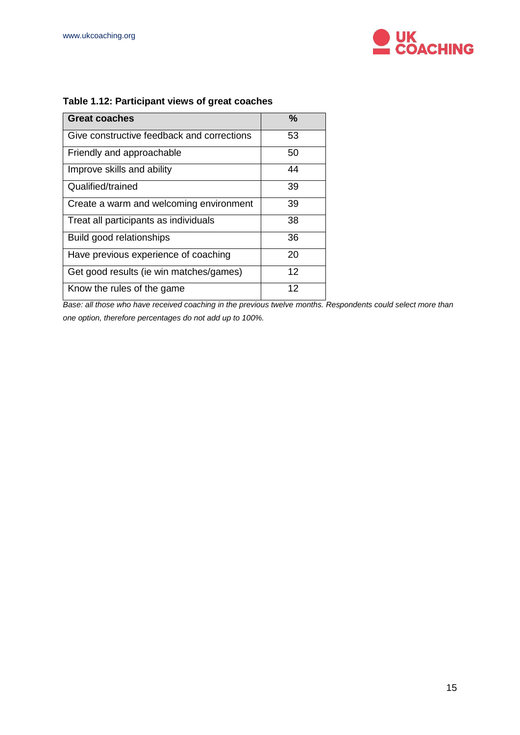**Table 1.12: Participant views of great coaches**

| Great coaches | % |
|---|---|
| Give constructive feedback and corrections | 53 |
| Friendly and approachable | 50 |
| Improve skills and ability | 44 |
| Qualified/trained | 39 |
| Create a warm and welcoming environment | 39 |
| Treat all participants as individuals | 38 |
| Build good relationships | 36 |
| Have previous experience of coaching | 20 |
| Get good results (ie win matches/games) | 12 |
| Know the rules of the game | 12 |

*Base: all those who have received coaching in the previous twelve months. Respondents could select more than one option, therefore percentages do not add up to 100%.*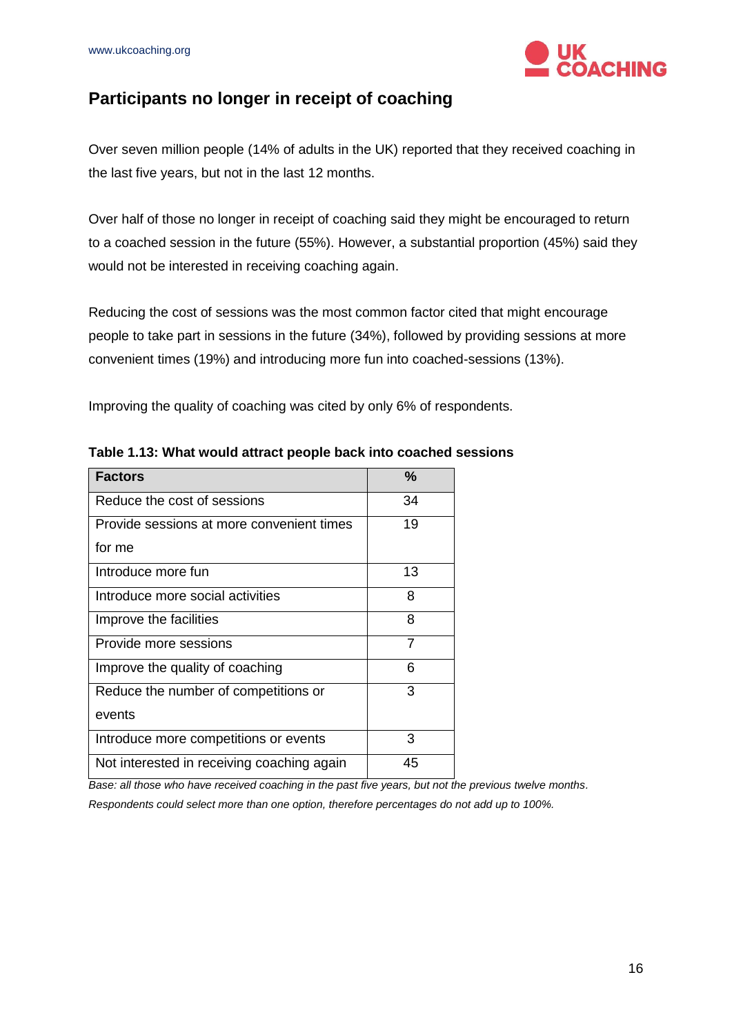## Participants no longer in receipt of coaching

Over seven million people (14% of adults in the UK) reported that they received coaching in the last five years, but not in the last 12 months.

Over half of those no longer in receipt of coaching said they might be encouraged to return to a coached session in the future (55%). However, a substantial proportion (45%) said they would not be interested in receiving coaching again.

Reducing the cost of sessions was the most common factor cited that might encourage people to take part in sessions in the future (34%), followed by providing sessions at more convenient times (19%) and introducing more fun into coached-sessions (13%).

Improving the quality of coaching was cited by only 6% of respondents.

**Table 1.13: What would attract people back into coached sessions**

| Factors | % |
|---|---|
| Reduce the cost of sessions | 34 |
| Provide sessions at more convenient times for me | 19 |
| Introduce more fun | 13 |
| Introduce more social activities | 8 |
| Improve the facilities | 8 |
| Provide more sessions | 7 |
| Improve the quality of coaching | 6 |
| Reduce the number of competitions or events | 3 |
| Introduce more competitions or events | 3 |
| Not interested in receiving coaching again | 45 |

*Base: all those who have received coaching in the past five years, but not the previous twelve months.*
*Respondents could select more than one option, therefore percentages do not add up to 100%.*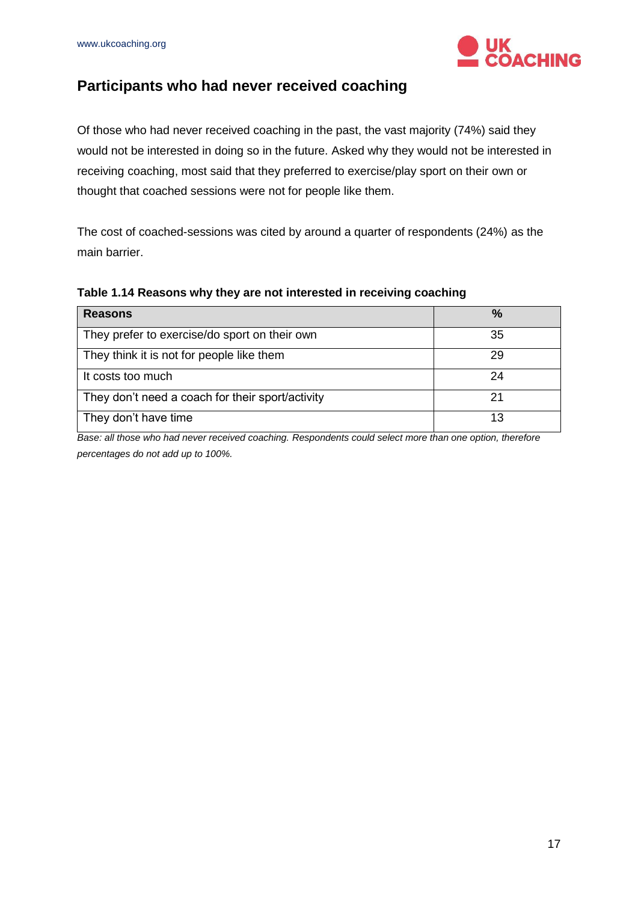## Participants who had never received coaching

Of those who had never received coaching in the past, the vast majority (74%) said they would not be interested in doing so in the future. Asked why they would not be interested in receiving coaching, most said that they preferred to exercise/play sport on their own or thought that coached sessions were not for people like them.

The cost of coached-sessions was cited by around a quarter of respondents (24%) as the main barrier.

**Table 1.14 Reasons why they are not interested in receiving coaching**

| Reasons | % |
| --- | --- |
| They prefer to exercise/do sport on their own | 35 |
| They think it is not for people like them | 29 |
| It costs too much | 24 |
| They don't need a coach for their sport/activity | 21 |
| They don't have time | 13 |

*Base: all those who had never received coaching. Respondents could select more than one option, therefore percentages do not add up to 100%.*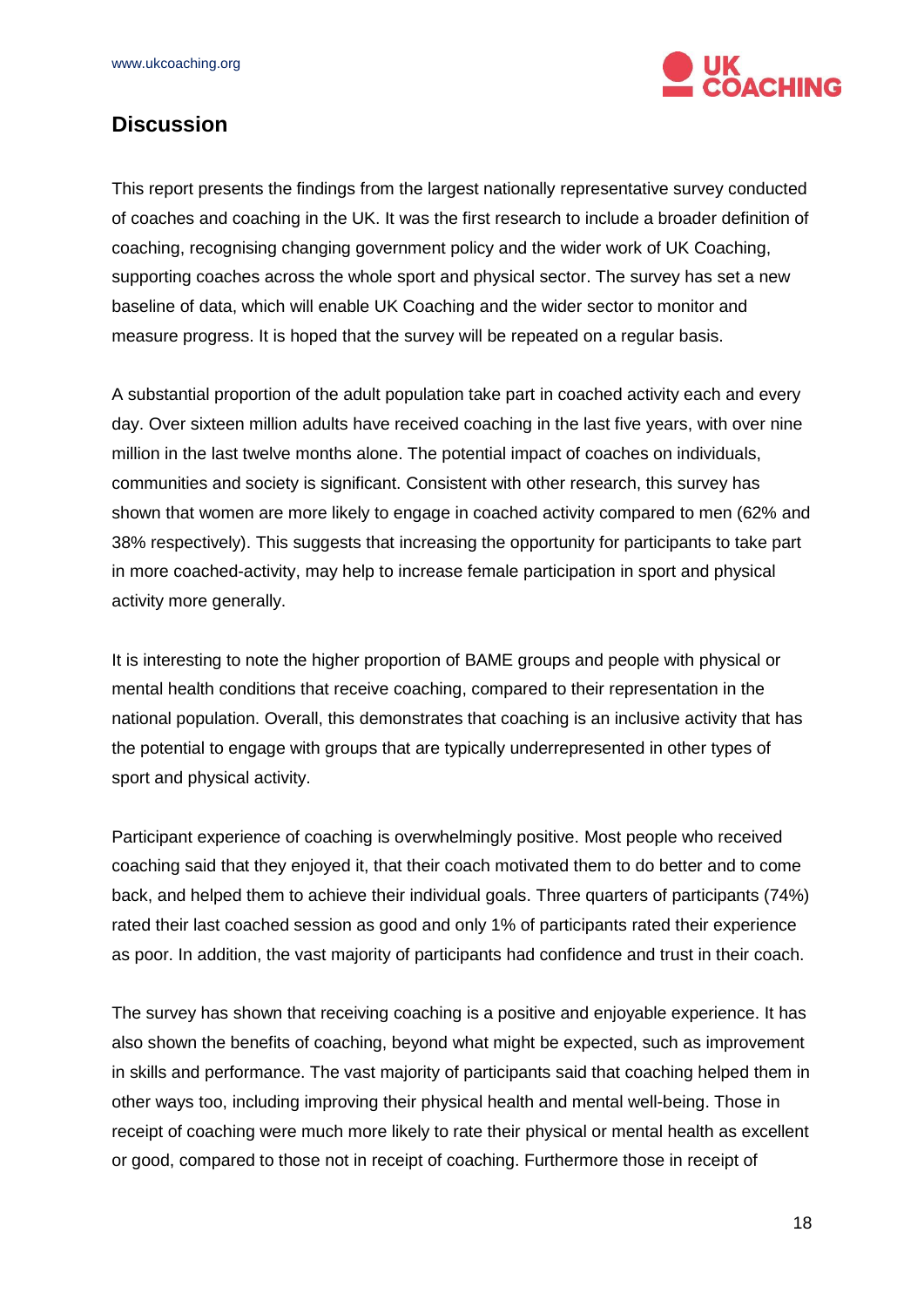## Discussion

This report presents the findings from the largest nationally representative survey conducted of coaches and coaching in the UK. It was the first research to include a broader definition of coaching, recognising changing government policy and the wider work of UK Coaching, supporting coaches across the whole sport and physical sector. The survey has set a new baseline of data, which will enable UK Coaching and the wider sector to monitor and measure progress. It is hoped that the survey will be repeated on a regular basis.

A substantial proportion of the adult population take part in coached activity each and every day. Over sixteen million adults have received coaching in the last five years, with over nine million in the last twelve months alone. The potential impact of coaches on individuals, communities and society is significant. Consistent with other research, this survey has shown that women are more likely to engage in coached activity compared to men (62% and 38% respectively). This suggests that increasing the opportunity for participants to take part in more coached-activity, may help to increase female participation in sport and physical activity more generally.

It is interesting to note the higher proportion of BAME groups and people with physical or mental health conditions that receive coaching, compared to their representation in the national population. Overall, this demonstrates that coaching is an inclusive activity that has the potential to engage with groups that are typically underrepresented in other types of sport and physical activity.

Participant experience of coaching is overwhelmingly positive. Most people who received coaching said that they enjoyed it, that their coach motivated them to do better and to come back, and helped them to achieve their individual goals. Three quarters of participants (74%) rated their last coached session as good and only 1% of participants rated their experience as poor. In addition, the vast majority of participants had confidence and trust in their coach.

The survey has shown that receiving coaching is a positive and enjoyable experience. It has also shown the benefits of coaching, beyond what might be expected, such as improvement in skills and performance. The vast majority of participants said that coaching helped them in other ways too, including improving their physical health and mental well-being. Those in receipt of coaching were much more likely to rate their physical or mental health as excellent or good, compared to those not in receipt of coaching. Furthermore those in receipt of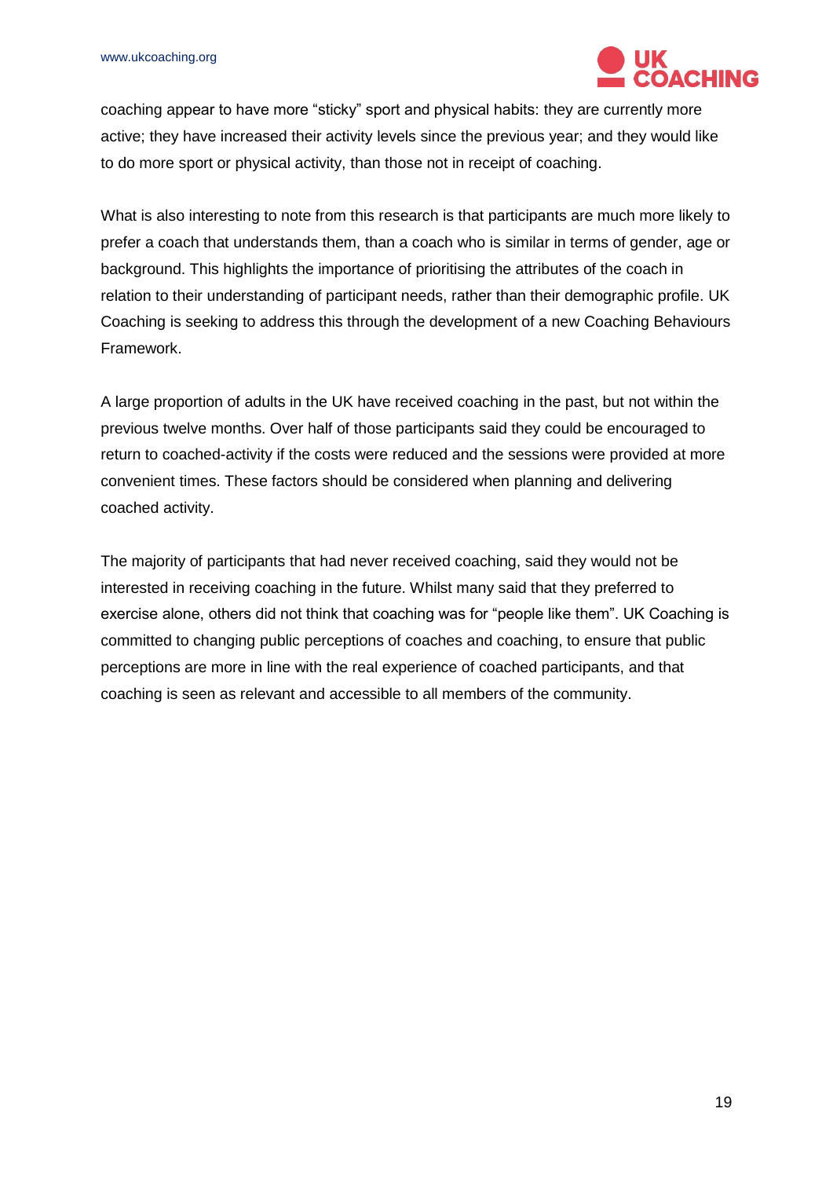coaching appear to have more "sticky" sport and physical habits: they are currently more active; they have increased their activity levels since the previous year; and they would like to do more sport or physical activity, than those not in receipt of coaching.

What is also interesting to note from this research is that participants are much more likely to prefer a coach that understands them, than a coach who is similar in terms of gender, age or background. This highlights the importance of prioritising the attributes of the coach in relation to their understanding of participant needs, rather than their demographic profile. UK Coaching is seeking to address this through the development of a new Coaching Behaviours Framework.

A large proportion of adults in the UK have received coaching in the past, but not within the previous twelve months. Over half of those participants said they could be encouraged to return to coached-activity if the costs were reduced and the sessions were provided at more convenient times. These factors should be considered when planning and delivering coached activity.

The majority of participants that had never received coaching, said they would not be interested in receiving coaching in the future. Whilst many said that they preferred to exercise alone, others did not think that coaching was for "people like them". UK Coaching is committed to changing public perceptions of coaches and coaching, to ensure that public perceptions are more in line with the real experience of coached participants, and that coaching is seen as relevant and accessible to all members of the community.